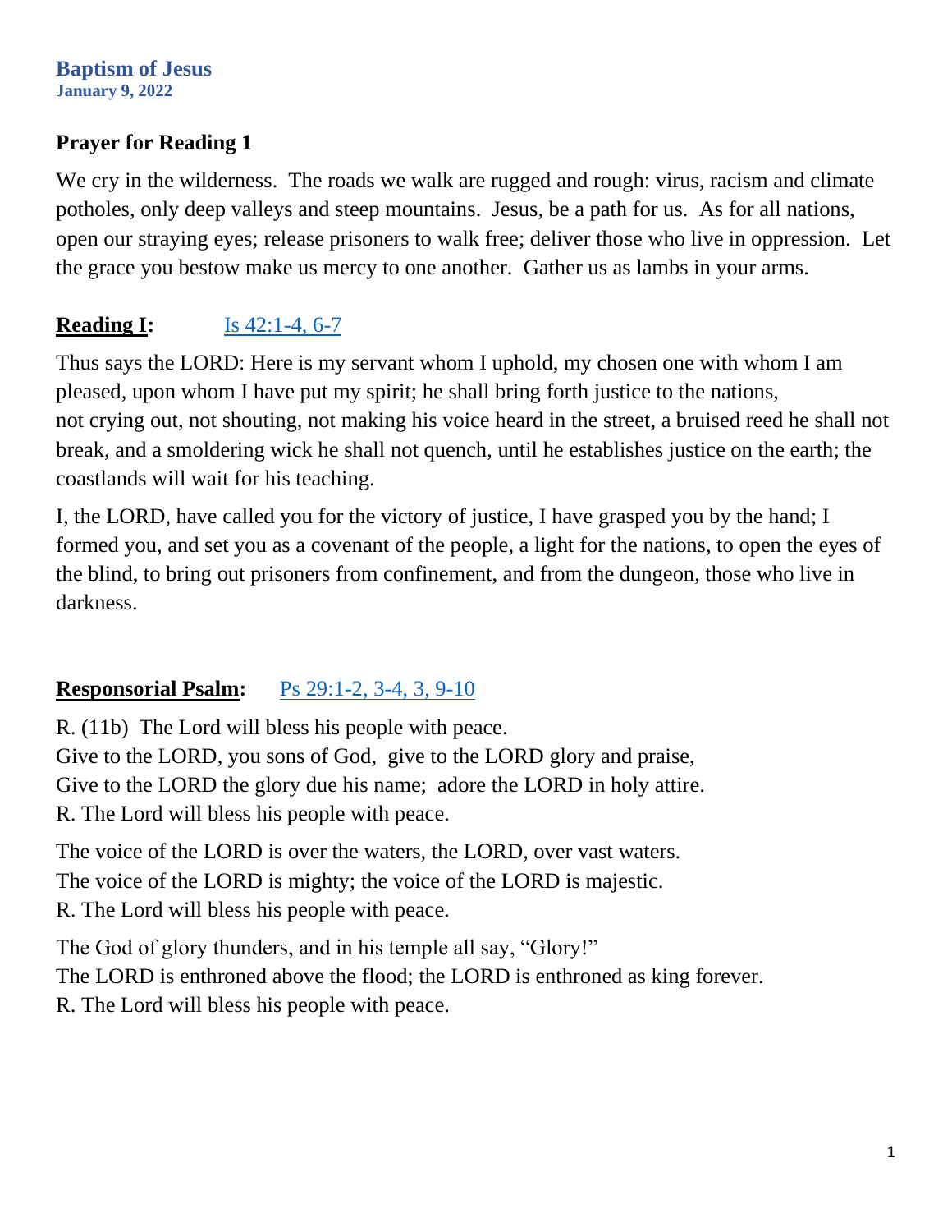# Baptism of Jesus

**January 9, 2022**

## Prayer for Reading 1

We cry in the wilderness. The roads we walk are rugged and rough: virus, racism and climate potholes, only deep valleys and steep mountains. Jesus, be a path for us. As for all nations, open our straying eyes; release prisoners to walk free; deliver those who live in oppression. Let the grace you bestow make us mercy to one another. Gather us as lambs in your arms.

## Reading I: Is 42:1-4, 6-7

Thus says the LORD: Here is my servant whom I uphold, my chosen one with whom I am pleased, upon whom I have put my spirit; he shall bring forth justice to the nations, not crying out, not shouting, not making his voice heard in the street, a bruised reed he shall not break, and a smoldering wick he shall not quench, until he establishes justice on the earth; the coastlands will wait for his teaching.

I, the LORD, have called you for the victory of justice, I have grasped you by the hand; I formed you, and set you as a covenant of the people, a light for the nations, to open the eyes of the blind, to bring out prisoners from confinement, and from the dungeon, those who live in darkness.

## Responsorial Psalm: Ps 29:1-2, 3-4, 3, 9-10

R. (11b) The Lord will bless his people with peace.
Give to the LORD, you sons of God, give to the LORD glory and praise,
Give to the LORD the glory due his name; adore the LORD in holy attire.
R. The Lord will bless his people with peace.

The voice of the LORD is over the waters, the LORD, over vast waters.
The voice of the LORD is mighty; the voice of the LORD is majestic.
R. The Lord will bless his people with peace.

The God of glory thunders, and in his temple all say, "Glory!"
The LORD is enthroned above the flood; the LORD is enthroned as king forever.
R. The Lord will bless his people with peace.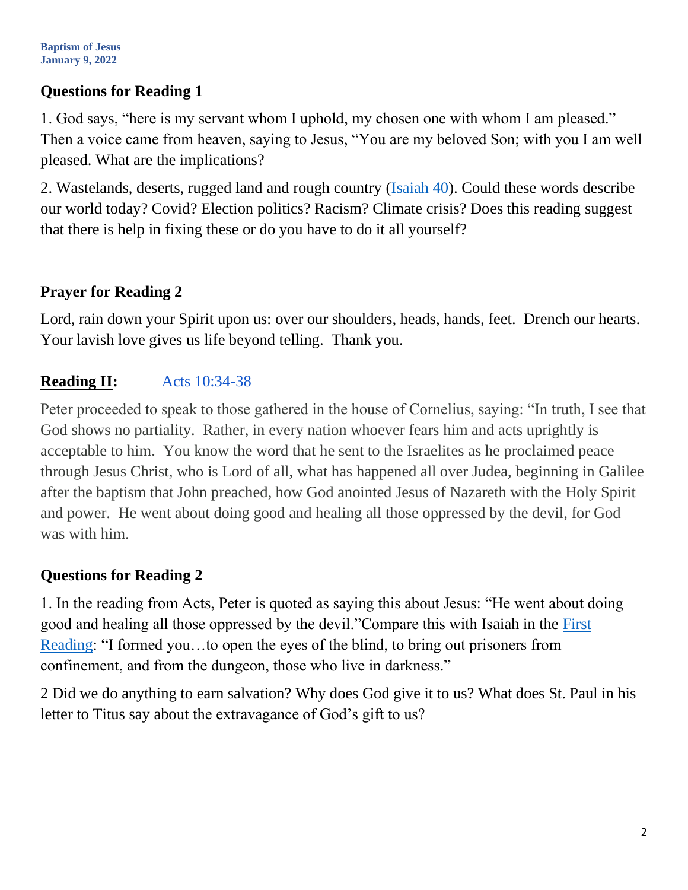**Baptism of Jesus**
**January 9, 2022**

## Questions for Reading 1

1. God says, "here is my servant whom I uphold, my chosen one with whom I am pleased." Then a voice came from heaven, saying to Jesus, "You are my beloved Son; with you I am well pleased. What are the implications?

2. Wastelands, deserts, rugged land and rough country (Isaiah 40). Could these words describe our world today? Covid? Election politics? Racism? Climate crisis? Does this reading suggest that there is help in fixing these or do you have to do it all yourself?

## Prayer for Reading 2

Lord, rain down your Spirit upon us: over our shoulders, heads, hands, feet. Drench our hearts. Your lavish love gives us life beyond telling. Thank you.

## Reading II: Acts 10:34-38

Peter proceeded to speak to those gathered in the house of Cornelius, saying: "In truth, I see that God shows no partiality. Rather, in every nation whoever fears him and acts uprightly is acceptable to him. You know the word that he sent to the Israelites as he proclaimed peace through Jesus Christ, who is Lord of all, what has happened all over Judea, beginning in Galilee after the baptism that John preached, how God anointed Jesus of Nazareth with the Holy Spirit and power. He went about doing good and healing all those oppressed by the devil, for God was with him.

## Questions for Reading 2

1. In the reading from Acts, Peter is quoted as saying this about Jesus: "He went about doing good and healing all those oppressed by the devil."Compare this with Isaiah in the First Reading: "I formed you…to open the eyes of the blind, to bring out prisoners from confinement, and from the dungeon, those who live in darkness."

2 Did we do anything to earn salvation? Why does God give it to us? What does St. Paul in his letter to Titus say about the extravagance of God's gift to us?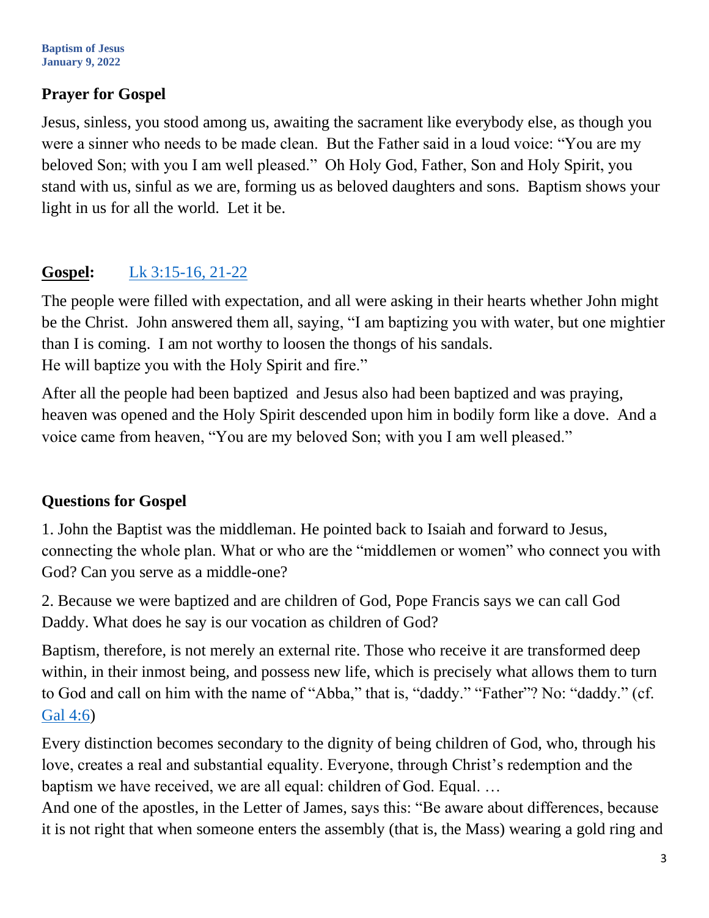**Baptism of Jesus**
**January 9, 2022**

### Prayer for Gospel

Jesus, sinless, you stood among us, awaiting the sacrament like everybody else, as though you were a sinner who needs to be made clean. But the Father said in a loud voice: "You are my beloved Son; with you I am well pleased." Oh Holy God, Father, Son and Holy Spirit, you stand with us, sinful as we are, forming us as beloved daughters and sons. Baptism shows your light in us for all the world. Let it be.

### **Gospel:** [Lk 3:15-16, 21-22]

The people were filled with expectation, and all were asking in their hearts whether John might be the Christ. John answered them all, saying, "I am baptizing you with water, but one mightier than I is coming. I am not worthy to loosen the thongs of his sandals.
He will baptize you with the Holy Spirit and fire."

After all the people had been baptized and Jesus also had been baptized and was praying, heaven was opened and the Holy Spirit descended upon him in bodily form like a dove. And a voice came from heaven, "You are my beloved Son; with you I am well pleased."

### Questions for Gospel

1. John the Baptist was the middleman. He pointed back to Isaiah and forward to Jesus, connecting the whole plan. What or who are the "middlemen or women" who connect you with God? Can you serve as a middle-one?

2. Because we were baptized and are children of God, Pope Francis says we can call God Daddy. What does he say is our vocation as children of God?

Baptism, therefore, is not merely an external rite. Those who receive it are transformed deep within, in their inmost being, and possess new life, which is precisely what allows them to turn to God and call on him with the name of "Abba," that is, "daddy." "Father"? No: "daddy." (cf. [Gal 4:6])

Every distinction becomes secondary to the dignity of being children of God, who, through his love, creates a real and substantial equality. Everyone, through Christ's redemption and the baptism we have received, we are all equal: children of God. Equal. …
And one of the apostles, in the Letter of James, says this: "Be aware about differences, because it is not right that when someone enters the assembly (that is, the Mass) wearing a gold ring and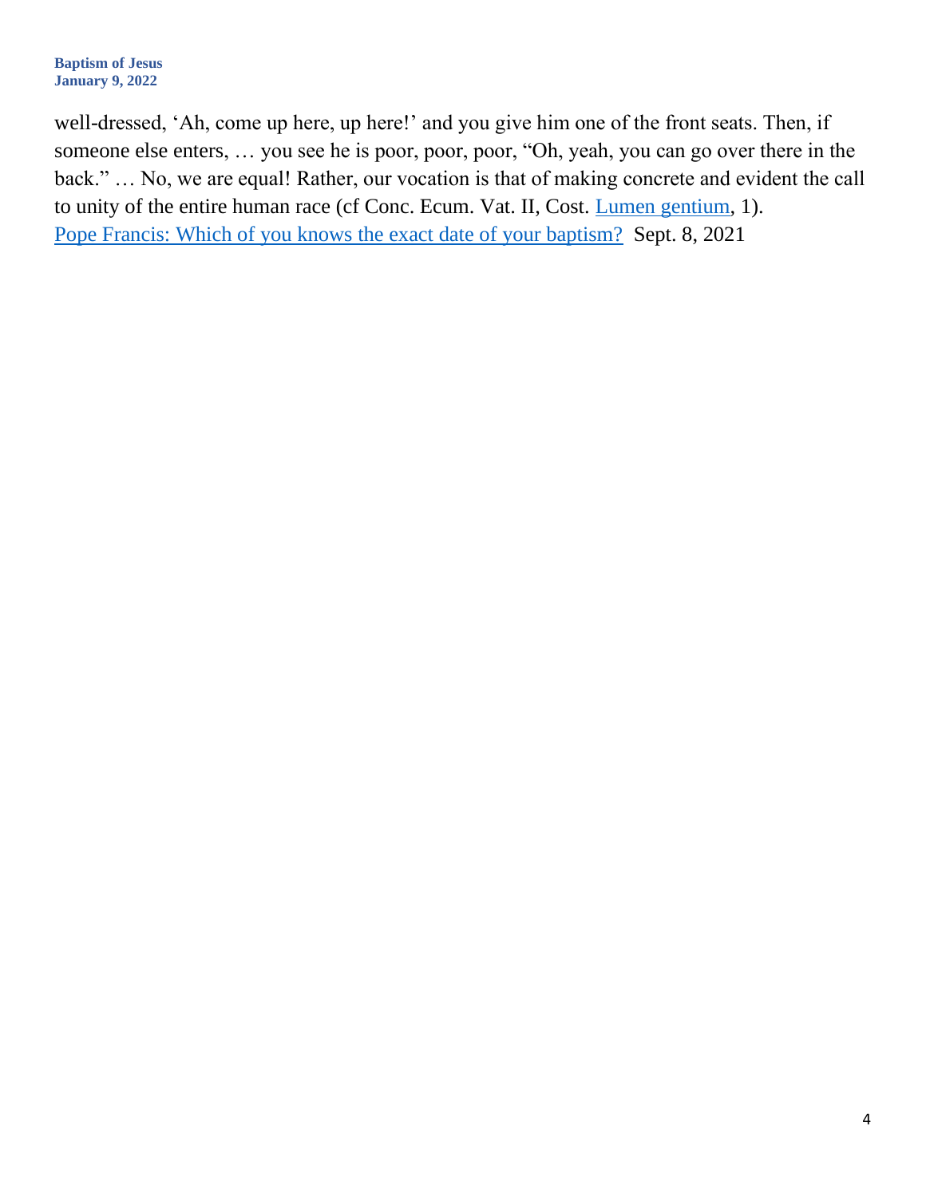well-dressed, 'Ah, come up here, up here!' and you give him one of the front seats. Then, if someone else enters, … you see he is poor, poor, poor, "Oh, yeah, you can go over there in the back." … No, we are equal! Rather, our vocation is that of making concrete and evident the call to unity of the entire human race (cf Conc. Ecum. Vat. II, Cost. Lumen gentium, 1).
Pope Francis: Which of you knows the exact date of your baptism? Sept. 8, 2021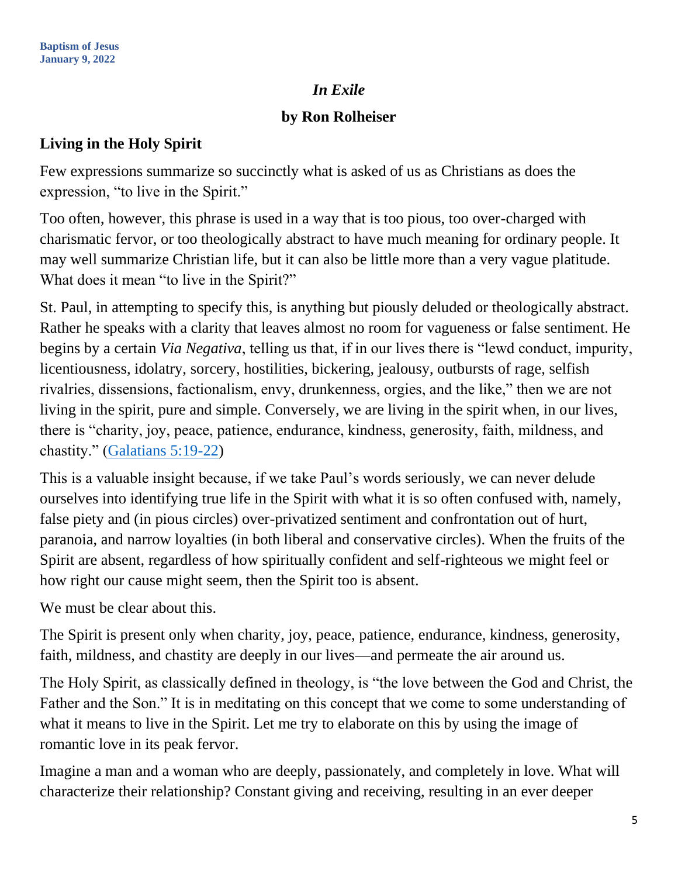**Baptism of Jesus**
**January 9, 2022**

# *In Exile*

## by Ron Rolheiser

### Living in the Holy Spirit

Few expressions summarize so succinctly what is asked of us as Christians as does the expression, "to live in the Spirit."

Too often, however, this phrase is used in a way that is too pious, too over-charged with charismatic fervor, or too theologically abstract to have much meaning for ordinary people. It may well summarize Christian life, but it can also be little more than a very vague platitude. What does it mean "to live in the Spirit?"

St. Paul, in attempting to specify this, is anything but piously deluded or theologically abstract. Rather he speaks with a clarity that leaves almost no room for vagueness or false sentiment. He begins by a certain *Via Negativa*, telling us that, if in our lives there is "lewd conduct, impurity, licentiousness, idolatry, sorcery, hostilities, bickering, jealousy, outbursts of rage, selfish rivalries, dissensions, factionalism, envy, drunkenness, orgies, and the like," then we are not living in the spirit, pure and simple. Conversely, we are living in the spirit when, in our lives, there is "charity, joy, peace, patience, endurance, kindness, generosity, faith, mildness, and chastity." (Galatians 5:19-22)

This is a valuable insight because, if we take Paul's words seriously, we can never delude ourselves into identifying true life in the Spirit with what it is so often confused with, namely, false piety and (in pious circles) over-privatized sentiment and confrontation out of hurt, paranoia, and narrow loyalties (in both liberal and conservative circles). When the fruits of the Spirit are absent, regardless of how spiritually confident and self-righteous we might feel or how right our cause might seem, then the Spirit too is absent.

We must be clear about this.

The Spirit is present only when charity, joy, peace, patience, endurance, kindness, generosity, faith, mildness, and chastity are deeply in our lives—and permeate the air around us.

The Holy Spirit, as classically defined in theology, is "the love between the God and Christ, the Father and the Son." It is in meditating on this concept that we come to some understanding of what it means to live in the Spirit. Let me try to elaborate on this by using the image of romantic love in its peak fervor.

Imagine a man and a woman who are deeply, passionately, and completely in love. What will characterize their relationship? Constant giving and receiving, resulting in an ever deeper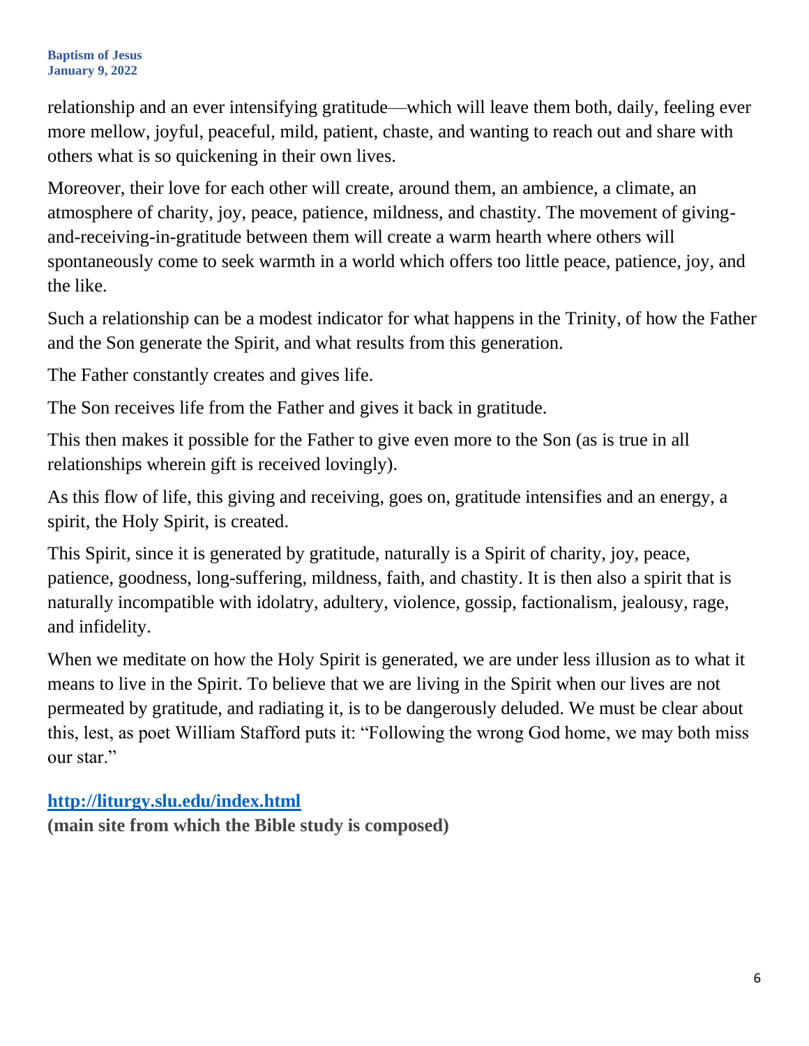relationship and an ever intensifying gratitude—which will leave them both, daily, feeling ever more mellow, joyful, peaceful, mild, patient, chaste, and wanting to reach out and share with others what is so quickening in their own lives.

Moreover, their love for each other will create, around them, an ambience, a climate, an atmosphere of charity, joy, peace, patience, mildness, and chastity. The movement of giving-and-receiving-in-gratitude between them will create a warm hearth where others will spontaneously come to seek warmth in a world which offers too little peace, patience, joy, and the like.

Such a relationship can be a modest indicator for what happens in the Trinity, of how the Father and the Son generate the Spirit, and what results from this generation.

The Father constantly creates and gives life.

The Son receives life from the Father and gives it back in gratitude.

This then makes it possible for the Father to give even more to the Son (as is true in all relationships wherein gift is received lovingly).

As this flow of life, this giving and receiving, goes on, gratitude intensifies and an energy, a spirit, the Holy Spirit, is created.

This Spirit, since it is generated by gratitude, naturally is a Spirit of charity, joy, peace, patience, goodness, long-suffering, mildness, faith, and chastity. It is then also a spirit that is naturally incompatible with idolatry, adultery, violence, gossip, factionalism, jealousy, rage, and infidelity.

When we meditate on how the Holy Spirit is generated, we are under less illusion as to what it means to live in the Spirit. To believe that we are living in the Spirit when our lives are not permeated by gratitude, and radiating it, is to be dangerously deluded. We must be clear about this, lest, as poet William Stafford puts it: "Following the wrong God home, we may both miss our star."

**[http://liturgy.slu.edu/index.html](http://liturgy.slu.edu/index.html)**
**(main site from which the Bible study is composed)**